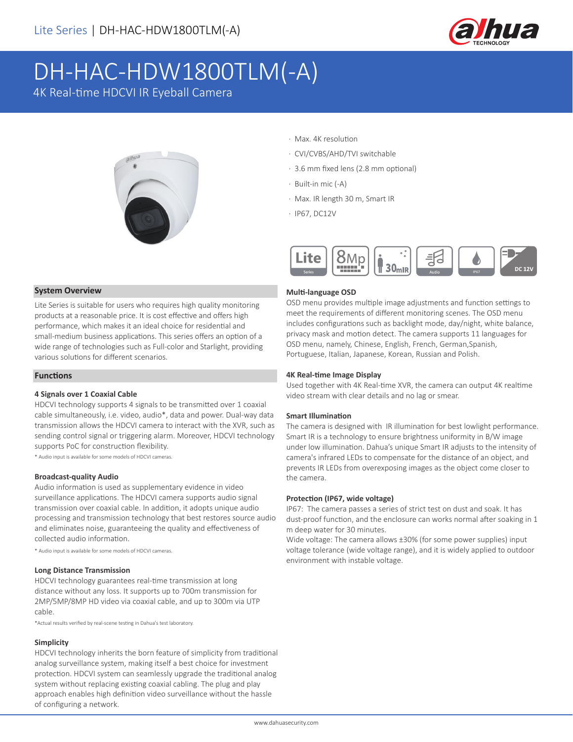# DH-HAC-HDW1800TLM(-A)

4K Real-time HDCVI IR Eyeball Camera

- Max. 4K resolution
- CVI/CVBS/AHD/TVI switchable
- 3.6 mm fixed lens (2.8 mm optional)
- Built-in mic (-A)
- Max. IR length 30 m, Smart IR
- IP67, DC12V

## System Overview

Lite Series is suitable for users who requires high quality monitoring products at a reasonable price. It is cost effective and offers high performance, which makes it an ideal choice for residential and small-medium business applications. This series offers an option of a wide range of technologies such as Full-color and Starlight, providing various solutions for different scenarios.

## Functions

### 4 Signals over 1 Coaxial Cable

HDCVI technology supports 4 signals to be transmitted over 1 coaxial cable simultaneously, i.e. video, audio*, data and power. Dual-way data transmission allows the HDCVI camera to interact with the XVR, such as sending control signal or triggering alarm. Moreover, HDCVI technology supports PoC for construction flexibility.

* Audio input is available for some models of HDCVI cameras.

### Broadcast-quality Audio

Audio information is used as supplementary evidence in video surveillance applications. The HDCVI camera supports audio signal transmission over coaxial cable. In addition, it adopts unique audio processing and transmission technology that best restores source audio and eliminates noise, guaranteeing the quality and effectiveness of collected audio information.

* Audio input is available for some models of HDCVI cameras.

### Long Distance Transmission

HDCVI technology guarantees real-time transmission at long distance without any loss. It supports up to 700m transmission for 2MP/5MP/8MP HD video via coaxial cable, and up to 300m via UTP cable.

*Actual results verified by real-scene testing in Dahua's test laboratory.

### Simplicity

HDCVI technology inherits the born feature of simplicity from traditional analog surveillance system, making itself a best choice for investment protection. HDCVI system can seamlessly upgrade the traditional analog system without replacing existing coaxial cabling. The plug and play approach enables high definition video surveillance without the hassle of configuring a network.

### Multi-language OSD

OSD menu provides multiple image adjustments and function settings to meet the requirements of different monitoring scenes. The OSD menu includes configurations such as backlight mode, day/night, white balance, privacy mask and motion detect. The camera supports 11 languages for OSD menu, namely, Chinese, English, French, German,Spanish, Portuguese, Italian, Japanese, Korean, Russian and Polish.

### 4K Real-time Image Display

Used together with 4K Real-time XVR, the camera can output 4K realtime video stream with clear details and no lag or smear.

### Smart Illumination

The camera is designed with IR illumination for best lowlight performance. Smart IR is a technology to ensure brightness uniformity in B/W image under low illumination. Dahua's unique Smart IR adjusts to the intensity of camera's infrared LEDs to compensate for the distance of an object, and prevents IR LEDs from overexposing images as the object come closer to the camera.

### Protection (IP67, wide voltage)

IP67: The camera passes a series of strict test on dust and soak. It has dust-proof function, and the enclosure can works normal after soaking in 1 m deep water for 30 minutes.

Wide voltage: The camera allows ±30% (for some power supplies) input voltage tolerance (wide voltage range), and it is widely applied to outdoor environment with instable voltage.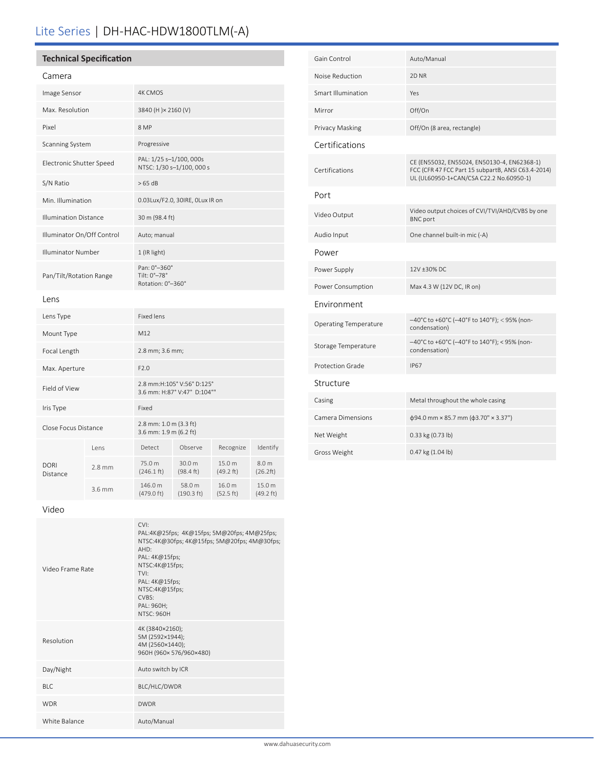# Lite Series | DH-HAC-HDW1800TLM(-A)

## Technical Specification

### Camera

| | |
|---|---|
| Image Sensor | 4K CMOS |
| Max. Resolution | 3840 (H )× 2160 (V) |
| Pixel | 8 MP |
| Scanning System | Progressive |
| Electronic Shutter Speed | PAL: 1/25 s–1/100, 000s<br>NTSC: 1/30 s–1/100, 000 s |
| S/N Ratio | > 65 dB |
| Min. Illumination | 0.03Lux/F2.0, 30IRE, 0Lux IR on |
| Illumination Distance | 30 m (98.4 ft) |
| Illuminator On/Off Control | Auto; manual |
| Illuminator Number | 1 (IR light) |
| Pan/Tilt/Rotation Range | Pan: 0°–360°<br>Tilt: 0°–78°<br>Rotation: 0°–360° |

### Lens

| | |
|---|---|
| Lens Type | Fixed lens |
| Mount Type | M12 |
| Focal Length | 2.8 mm; 3.6 mm; |
| Max. Aperture | F2.0 |
| Field of View | 2.8 mm:H:105° V:56° D:125°<br>3.6 mm: H:87° V:47° D:104°" |
| Iris Type | Fixed |
| Close Focus Distance | 2.8 mm: 1.0 m (3.3 ft)<br>3.6 mm: 1.9 m (6.2 ft) |

| DORI Distance | Lens | Detect | Observe | Recognize | Identify |
|---|---|---|---|---|---|
| | 2.8 mm | 75.0 m (246.1 ft) | 30.0 m (98.4 ft) | 15.0 m (49.2 ft) | 8.0 m (26.2ft) |
| | 3.6 mm | 146.0 m (479.0 ft) | 58.0 m (190.3 ft) | 16.0 m (52.5 ft) | 15.0 m (49.2 ft) |

### Video

| | |
|---|---|
| Video Frame Rate | CVI:<br>PAL:4K@25fps; 4K@15fps; 5M@20fps; 4M@25fps;<br>NTSC:4K@30fps; 4K@15fps; 5M@20fps; 4M@30fps;<br>AHD:<br>PAL: 4K@15fps;<br>NTSC:4K@15fps;<br>TVI:<br>PAL: 4K@15fps;<br>NTSC:4K@15fps;<br>CVBS:<br>PAL: 960H;<br>NTSC: 960H |
| Resolution | 4K (3840×2160);<br>5M (2592×1944);<br>4M (2560×1440);<br>960H (960× 576/960×480) |
| Day/Night | Auto switch by ICR |
| BLC | BLC/HLC/DWDR |
| WDR | DWDR |
| White Balance | Auto/Manual |
| Gain Control | Auto/Manual |
| Noise Reduction | 2D NR |
| Smart Illumination | Yes |
| Mirror | Off/On |
| Privacy Masking | Off/On (8 area, rectangle) |

### Certifications

| | |
|---|---|
| Certifications | CE (EN55032, EN55024, EN50130-4, EN62368-1)<br>FCC (CFR 47 FCC Part 15 subpartB, ANSI C63.4-2014)<br>UL (UL60950-1+CAN/CSA C22.2 No.60950-1) |

### Port

| | |
|---|---|
| Video Output | Video output choices of CVI/TVI/AHD/CVBS by one BNC port |
| Audio Input | One channel built-in mic (-A) |

### Power

| | |
|---|---|
| Power Supply | 12V ±30% DC |
| Power Consumption | Max 4.3 W (12V DC, IR on) |

### Environment

| | |
|---|---|
| Operating Temperature | –40°C to +60°C (–40°F to 140°F); < 95% (non-condensation) |
| Storage Temperature | –40°C to +60°C (–40°F to 140°F); < 95% (non-condensation) |
| Protection Grade | IP67 |

### Structure

| | |
|---|---|
| Casing | Metal throughout the whole casing |
| Camera Dimensions | ϕ94.0 mm × 85.7 mm (ϕ3.70" × 3.37") |
| Net Weight | 0.33 kg (0.73 lb) |
| Gross Weight | 0.47 kg (1.04 lb) |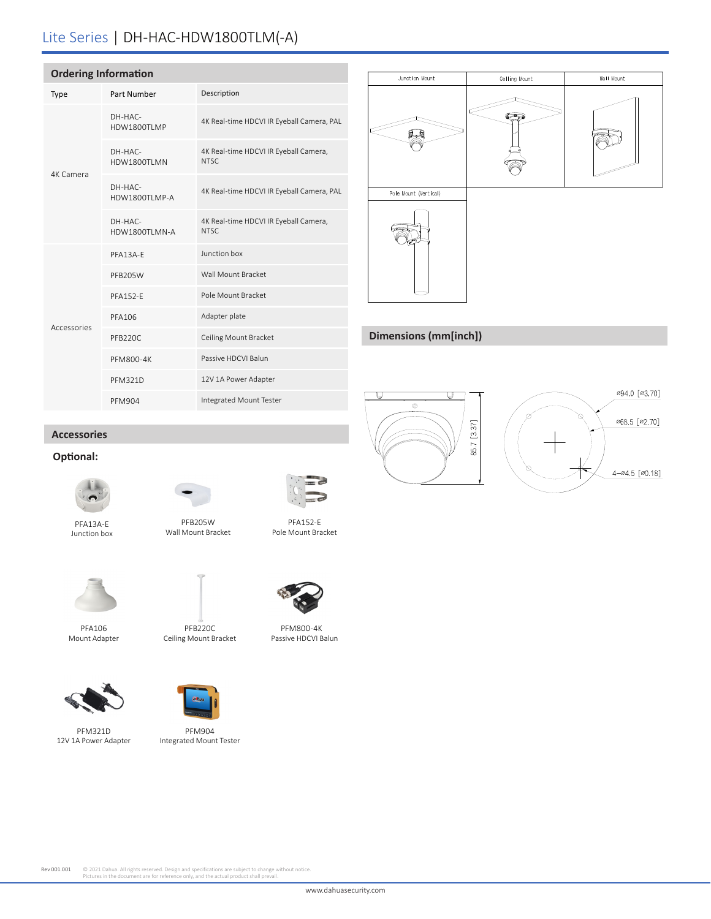# Lite Series | DH-HAC-HDW1800TLM(-A)

## Ordering Information

| Type | Part Number | Description |
|---|---|---|
| 4K Camera | DH-HAC-HDW1800TLMP | 4K Real-time HDCVI IR Eyeball Camera, PAL |
| | DH-HAC-HDW1800TLMN | 4K Real-time HDCVI IR Eyeball Camera, NTSC |
| | DH-HAC-HDW1800TLMP-A | 4K Real-time HDCVI IR Eyeball Camera, PAL |
| | DH-HAC-HDW1800TLMN-A | 4K Real-time HDCVI IR Eyeball Camera, NTSC |
| Accessories | PFA13A-E | Junction box |
| | PFB205W | Wall Mount Bracket |
| | PFA152-E | Pole Mount Bracket |
| | PFA106 | Adapter plate |
| | PFB220C | Ceiling Mount Bracket |
| | PFM800-4K | Passive HDCVI Balun |
| | PFM321D | 12V 1A Power Adapter |
| | PFM904 | Integrated Mount Tester |

Junction Mount

Ceiling Mount

Wall Mount

Pole Mount (Vertical)

## Dimensions (mm[inch])

85.7 [3.37]

⌀94.0 [⌀3.70]

⌀68.5 [⌀2.70]

4–⌀4.5 [⌀0.18]

## Accessories

### Optional:

PFA13A-E
Junction box

PFB205W
Wall Mount Bracket

PFA152-E
Pole Mount Bracket

PFA106
Mount Adapter

PFB220C
Ceiling Mount Bracket

PFM800-4K
Passive HDCVI Balun

PFM321D
12V 1A Power Adapter

PFM904
Integrated Mount Tester

Rev 001.001 © 2021 Dahua. All rights reserved. Design and specifications are subject to change without notice.
Pictures in the document are for reference only, and the actual product shall prevail.

www.dahuasecurity.com